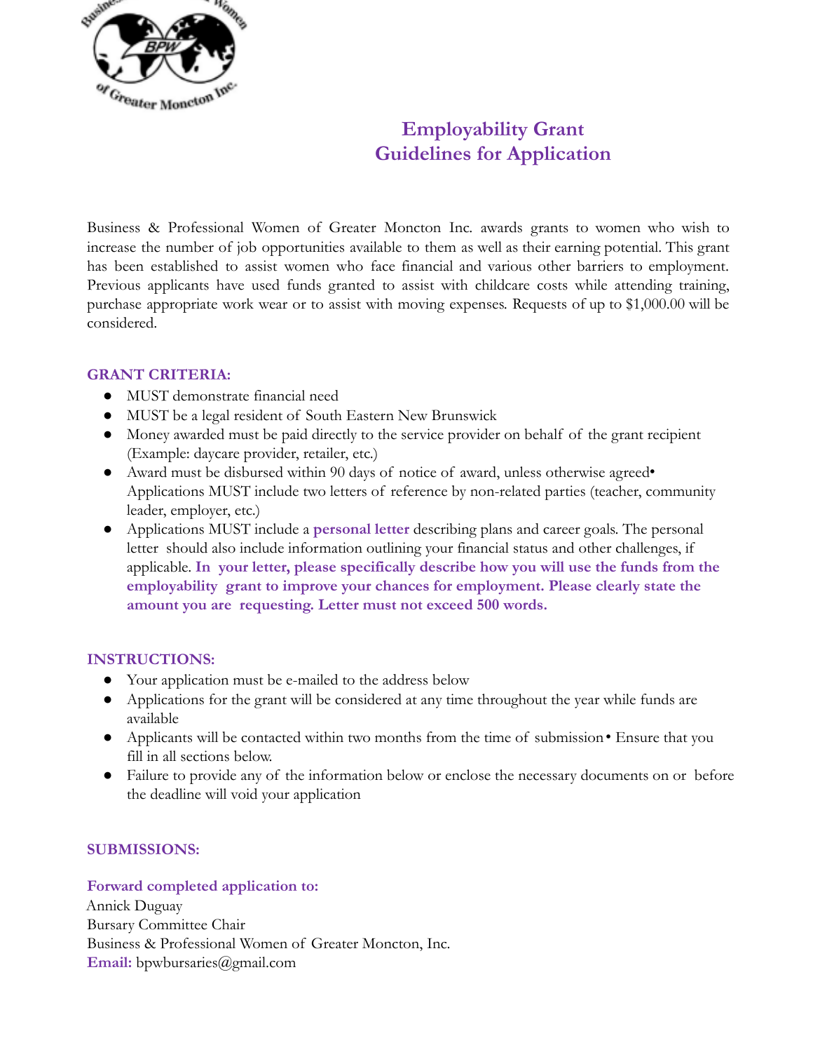# Employability Grant
# Guidelines for Application

Business & Professional Women of Greater Moncton Inc. awards grants to women who wish to increase the number of job opportunities available to them as well as their earning potential. This grant has been established to assist women who face financial and various other barriers to employment. Previous applicants have used funds granted to assist with childcare costs while attending training, purchase appropriate work wear or to assist with moving expenses. Requests of up to $1,000.00 will be considered.

## GRANT CRITERIA:

- MUST demonstrate financial need
- MUST be a legal resident of South Eastern New Brunswick
- Money awarded must be paid directly to the service provider on behalf of the grant recipient (Example: daycare provider, retailer, etc.)
- Award must be disbursed within 90 days of notice of award, unless otherwise agreed• Applications MUST include two letters of reference by non-related parties (teacher, community leader, employer, etc.)
- Applications MUST include a **personal letter** describing plans and career goals. The personal letter should also include information outlining your financial status and other challenges, if applicable. **In your letter, please specifically describe how you will use the funds from the employability grant to improve your chances for employment. Please clearly state the amount you are requesting. Letter must not exceed 500 words.**

## INSTRUCTIONS:

- Your application must be e-mailed to the address below
- Applications for the grant will be considered at any time throughout the year while funds are available
- Applicants will be contacted within two months from the time of submission• Ensure that you fill in all sections below.
- Failure to provide any of the information below or enclose the necessary documents on or before the deadline will void your application

## SUBMISSIONS:

**Forward completed application to:**
Annick Duguay
Bursary Committee Chair
Business & Professional Women of Greater Moncton, Inc.
**Email:** bpwbursaries@gmail.com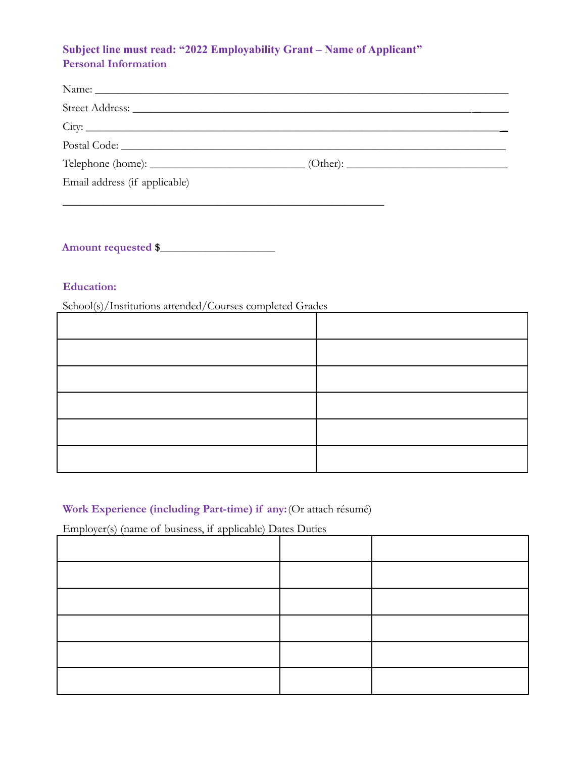**Subject line must read: "2022 Employability Grant – Name of Applicant"**

**Personal Information**

Name: ___________________________________________________________________________

Street Address: ___________________________________________________________________

City: ____________________________________________________________________________

Postal Code: ______________________________________________________________________

Telephone (home): ____________________________ (Other): _____________________________

Email address (if applicable)

___________________________________________________________

**Amount requested $**____________________

**Education:**

School(s)/Institutions attended/Courses completed Grades

| | |
|---|---|
| | |
| | |
| | |
| | |
| | |
| | |

**Work Experience (including Part-time) if any:** (Or attach résumé)

Employer(s) (name of business, if applicable) Dates Duties

| | | |
|---|---|---|
| | | |
| | | |
| | | |
| | | |
| | | |
| | | |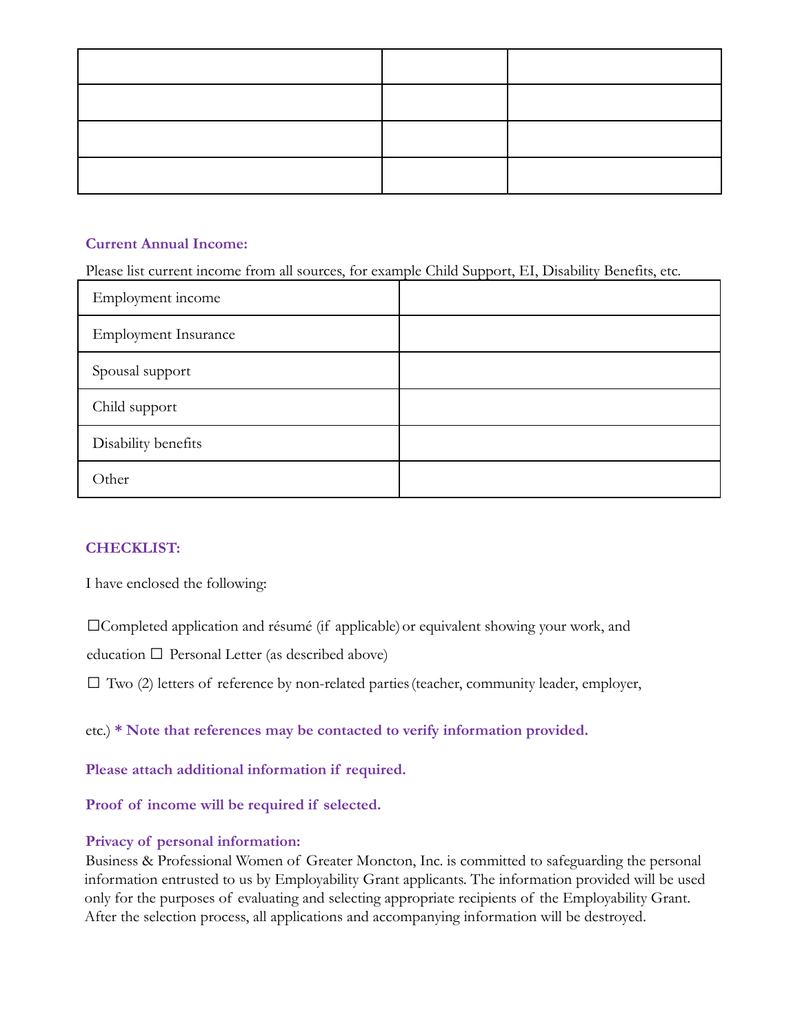| | | |
|---|---|---|
| | | |
| | | |
| | | |
| | | |

**Current Annual Income:**

Please list current income from all sources, for example Child Support, EI, Disability Benefits, etc.

| | |
|---|---|
| Employment income | |
| Employment Insurance | |
| Spousal support | |
| Child support | |
| Disability benefits | |
| Other | |

**CHECKLIST:**

I have enclosed the following:

☐Completed application and résumé (if applicable) or equivalent showing your work, and education ☐ Personal Letter (as described above)

☐ Two (2) letters of reference by non-related parties (teacher, community leader, employer, etc.) **\* Note that references may be contacted to verify information provided.**

**Please attach additional information if required.**

**Proof of income will be required if selected.**

**Privacy of personal information:**

Business & Professional Women of Greater Moncton, Inc. is committed to safeguarding the personal information entrusted to us by Employability Grant applicants. The information provided will be used only for the purposes of evaluating and selecting appropriate recipients of the Employability Grant. After the selection process, all applications and accompanying information will be destroyed.